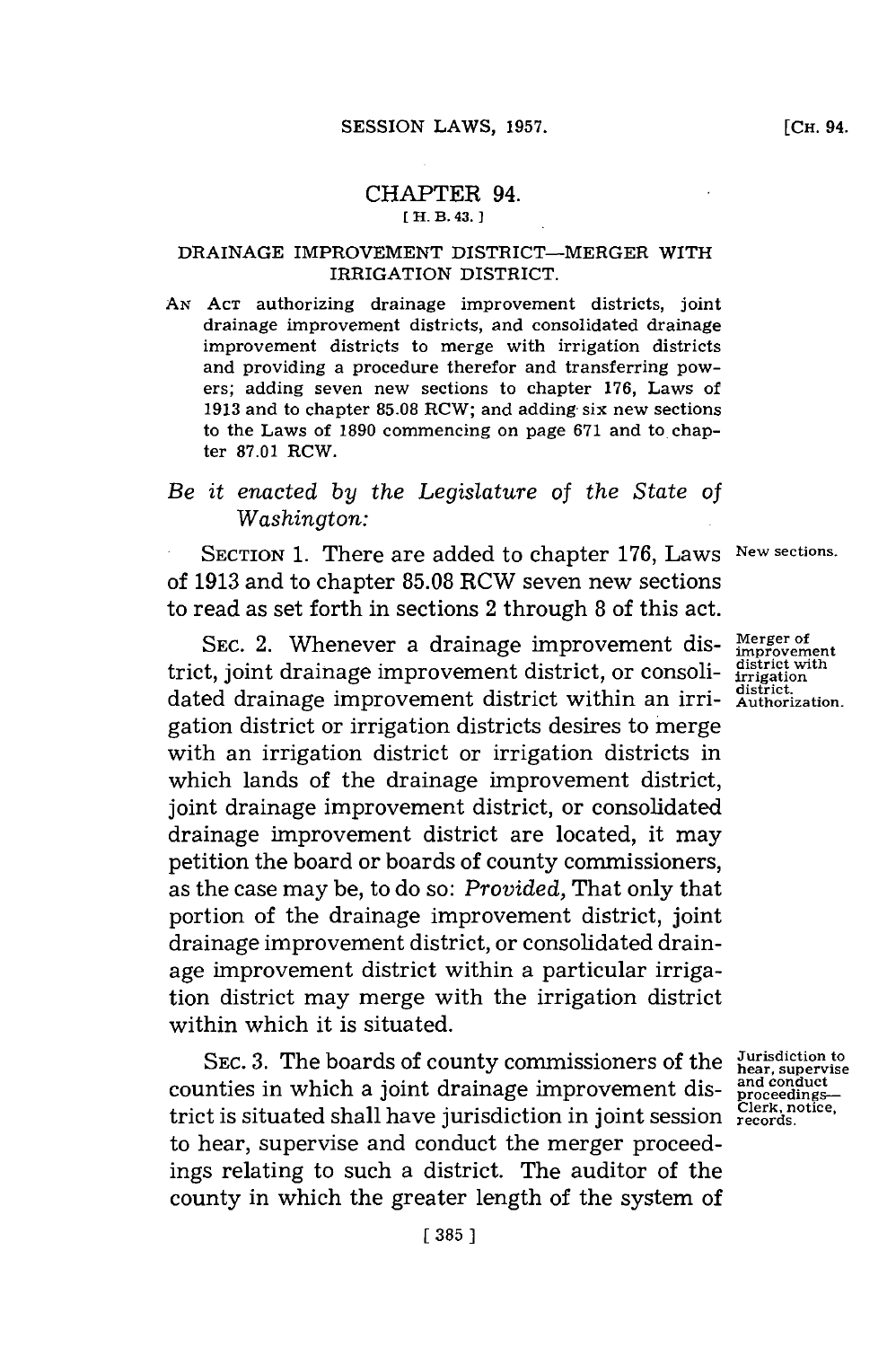# CHAPTER 94.

[H. B. 43.]

## DRAINAGE IMPROVEMENT DISTRICT—MERGER WITH IRRIGATION DISTRICT.

AN ACT authorizing drainage improvement districts, joint drainage improvement districts, and consolidated drainage improvement districts to merge with irrigation districts and providing a procedure therefor and transferring powers; adding seven new sections to chapter 176, Laws of 1913 and to chapter 85.08 RCW; and adding six new sections to the Laws of 1890 commencing on page 671 and to chapter 87.01 RCW.

*Be it enacted by the Legislature of the State of Washington:*

New sections.

SECTION 1. There are added to chapter 176, Laws of 1913 and to chapter 85.08 RCW seven new sections to read as set forth in sections 2 through 8 of this act.

Merger of improvement district with irrigation district. Authorization.

SEC. 2. Whenever a drainage improvement district, joint drainage improvement district, or consolidated drainage improvement district within an irrigation district or irrigation districts desires to merge with an irrigation district or irrigation districts in which lands of the drainage improvement district, joint drainage improvement district, or consolidated drainage improvement district are located, it may petition the board or boards of county commissioners, as the case may be, to do so: *Provided,* That only that portion of the drainage improvement district, joint drainage improvement district, or consolidated drainage improvement district within a particular irrigation district may merge with the irrigation district within which it is situated.

Jurisdiction to hear, supervise and conduct proceedings—Clerk, notice, records.

SEC. 3. The boards of county commissioners of the counties in which a joint drainage improvement district is situated shall have jurisdiction in joint session to hear, supervise and conduct the merger proceedings relating to such a district. The auditor of the county in which the greater length of the system of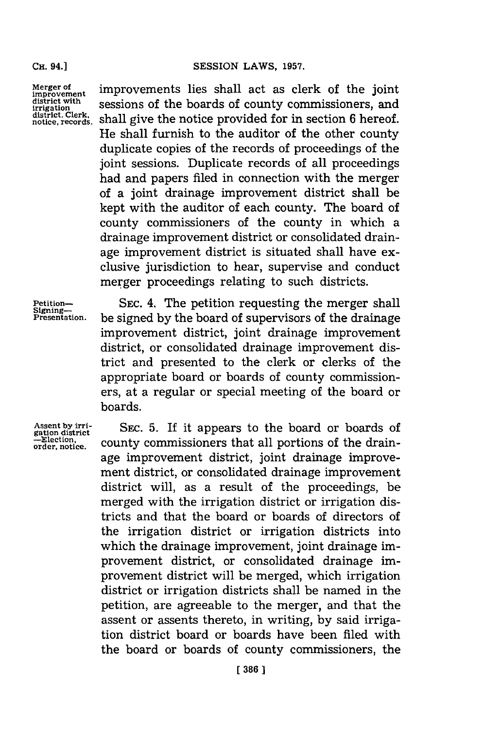improvements lies shall act as clerk of the joint sessions of the boards of county commissioners, and shall give the notice provided for in section 6 hereof. He shall furnish to the auditor of the other county duplicate copies of the records of proceedings of the joint sessions. Duplicate records of all proceedings had and papers filed in connection with the merger of a joint drainage improvement district shall be kept with the auditor of each county. The board of county commissioners of the county in which a drainage improvement district or consolidated drainage improvement district is situated shall have exclusive jurisdiction to hear, supervise and conduct merger proceedings relating to such districts.

Petition—Signing—Presentation.

SEC. 4. The petition requesting the merger shall be signed by the board of supervisors of the drainage improvement district, joint drainage improvement district, or consolidated drainage improvement district and presented to the clerk or clerks of the appropriate board or boards of county commissioners, at a regular or special meeting of the board or boards.

Assent by irrigation district—Election, order, notice.

SEC. 5. If it appears to the board or boards of county commissioners that all portions of the drainage improvement district, joint drainage improvement district, or consolidated drainage improvement district will, as a result of the proceedings, be merged with the irrigation district or irrigation districts and that the board or boards of directors of the irrigation district or irrigation districts into which the drainage improvement, joint drainage improvement district, or consolidated drainage improvement district will be merged, which irrigation district or irrigation districts shall be named in the petition, are agreeable to the merger, and that the assent or assents thereto, in writing, by said irrigation district board or boards have been filed with the board or boards of county commissioners, the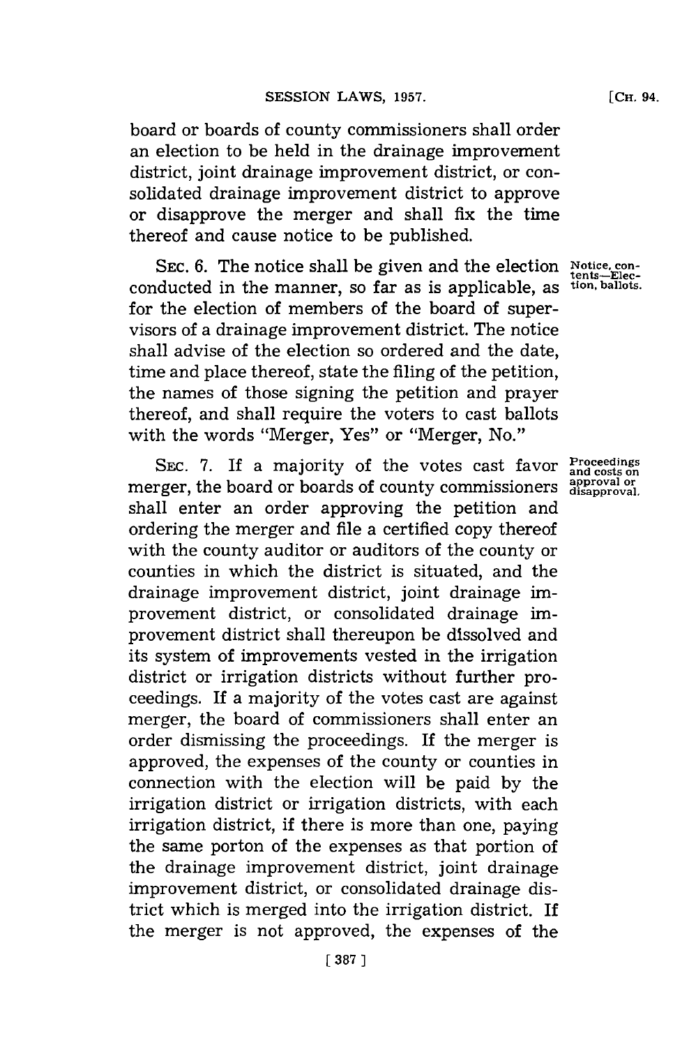board or boards of county commissioners shall order an election to be held in the drainage improvement district, joint drainage improvement district, or consolidated drainage improvement district to approve or disapprove the merger and shall fix the time thereof and cause notice to be published.

SEC. 6. The notice shall be given and the election conducted in the manner, so far as is applicable, as for the election of members of the board of supervisors of a drainage improvement district. The notice shall advise of the election so ordered and the date, time and place thereof, state the filing of the petition, the names of those signing the petition and prayer thereof, and shall require the voters to cast ballots with the words "Merger, Yes" or "Merger, No."

*Notice, contents—Election, ballots.*

SEC. 7. If a majority of the votes cast favor merger, the board or boards of county commissioners shall enter an order approving the petition and ordering the merger and file a certified copy thereof with the county auditor or auditors of the county or counties in which the district is situated, and the drainage improvement district, joint drainage improvement district, or consolidated drainage improvement district shall thereupon be dissolved and its system of improvements vested in the irrigation district or irrigation districts without further proceedings. If a majority of the votes cast are against merger, the board of commissioners shall enter an order dismissing the proceedings. If the merger is approved, the expenses of the county or counties in connection with the election will be paid by the irrigation district or irrigation districts, with each irrigation district, if there is more than one, paying the same porton of the expenses as that portion of the drainage improvement district, joint drainage improvement district, or consolidated drainage district which is merged into the irrigation district. If the merger is not approved, the expenses of the

*Proceedings and costs on approval or disapproval.*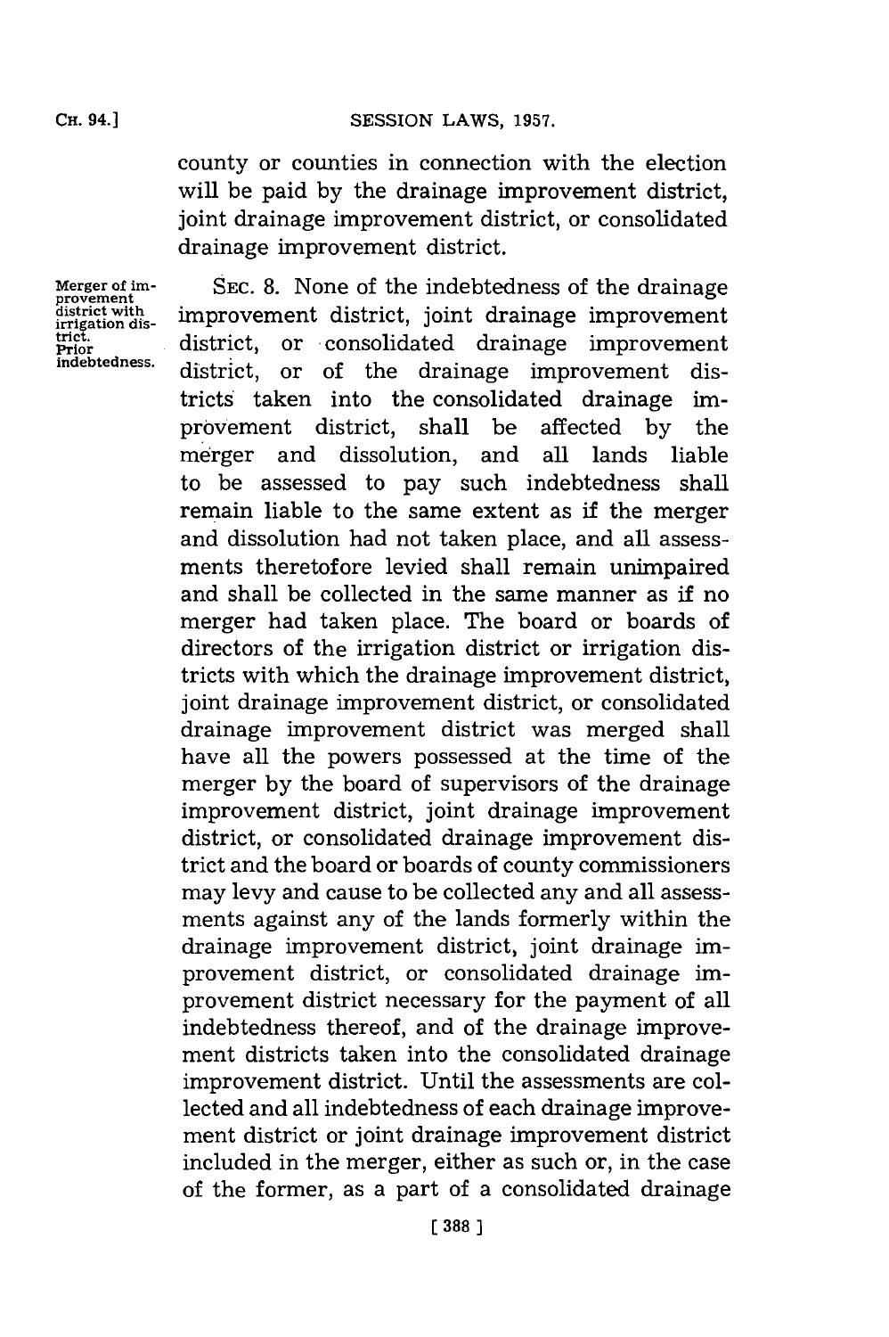county or counties in connection with the election will be paid by the drainage improvement district, joint drainage improvement district, or consolidated drainage improvement district.

Merger of improvement district with irrigation district. Prior indebtedness.

SEC. 8. None of the indebtedness of the drainage improvement district, joint drainage improvement district, or consolidated drainage improvement district, or of the drainage improvement districts taken into the consolidated drainage improvement district, shall be affected by the merger and dissolution, and all lands liable to be assessed to pay such indebtedness shall remain liable to the same extent as if the merger and dissolution had not taken place, and all assessments theretofore levied shall remain unimpaired and shall be collected in the same manner as if no merger had taken place. The board or boards of directors of the irrigation district or irrigation districts with which the drainage improvement district, joint drainage improvement district, or consolidated drainage improvement district was merged shall have all the powers possessed at the time of the merger by the board of supervisors of the drainage improvement district, joint drainage improvement district, or consolidated drainage improvement district and the board or boards of county commissioners may levy and cause to be collected any and all assessments against any of the lands formerly within the drainage improvement district, joint drainage improvement district, or consolidated drainage improvement district necessary for the payment of all indebtedness thereof, and of the drainage improvement districts taken into the consolidated drainage improvement district. Until the assessments are collected and all indebtedness of each drainage improvement district or joint drainage improvement district included in the merger, either as such or, in the case of the former, as a part of a consolidated drainage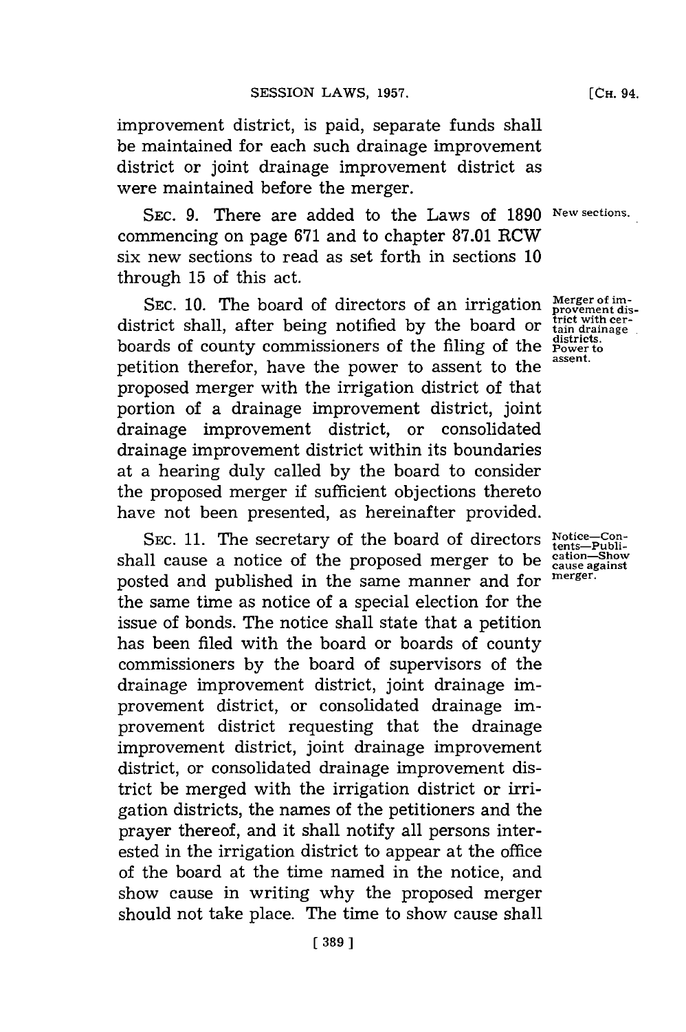improvement district, is paid, separate funds shall be maintained for each such drainage improvement district or joint drainage improvement district as were maintained before the merger.

SEC. 9. There are added to the Laws of 1890 commencing on page 671 and to chapter 87.01 RCW six new sections to read as set forth in sections 10 through 15 of this act.

New sections.

SEC. 10. The board of directors of an irrigation district shall, after being notified by the board or boards of county commissioners of the filing of the petition therefor, have the power to assent to the proposed merger with the irrigation district of that portion of a drainage improvement district, joint drainage improvement district, or consolidated drainage improvement district within its boundaries at a hearing duly called by the board to consider the proposed merger if sufficient objections thereto have not been presented, as hereinafter provided.

Merger of improvement district with certain drainage districts. Power to assent.

SEC. 11. The secretary of the board of directors shall cause a notice of the proposed merger to be posted and published in the same manner and for the same time as notice of a special election for the issue of bonds. The notice shall state that a petition has been filed with the board or boards of county commissioners by the board of supervisors of the drainage improvement district, joint drainage improvement district, or consolidated drainage improvement district requesting that the drainage improvement district, joint drainage improvement district, or consolidated drainage improvement district be merged with the irrigation district or irrigation districts, the names of the petitioners and the prayer thereof, and it shall notify all persons interested in the irrigation district to appear at the office of the board at the time named in the notice, and show cause in writing why the proposed merger should not take place. The time to show cause shall

Notice—Contents—Publication—Show cause against merger.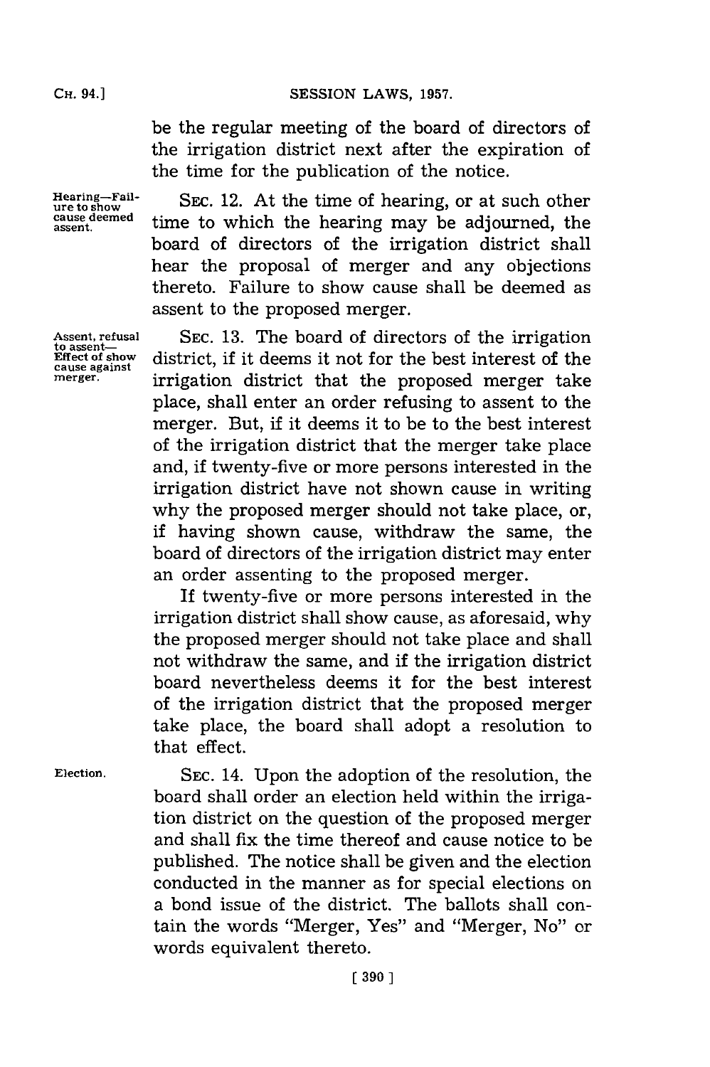be the regular meeting of the board of directors of the irrigation district next after the expiration of the time for the publication of the notice.

Hearing—Failure to show cause deemed assent.

SEC. 12. At the time of hearing, or at such other time to which the hearing may be adjourned, the board of directors of the irrigation district shall hear the proposal of merger and any objections thereto. Failure to show cause shall be deemed as assent to the proposed merger.

Assent, refusal to assent—Effect of show cause against merger.

SEC. 13. The board of directors of the irrigation district, if it deems it not for the best interest of the irrigation district that the proposed merger take place, shall enter an order refusing to assent to the merger. But, if it deems it to be to the best interest of the irrigation district that the merger take place and, if twenty-five or more persons interested in the irrigation district have not shown cause in writing why the proposed merger should not take place, or, if having shown cause, withdraw the same, the board of directors of the irrigation district may enter an order assenting to the proposed merger.

If twenty-five or more persons interested in the irrigation district shall show cause, as aforesaid, why the proposed merger should not take place and shall not withdraw the same, and if the irrigation district board nevertheless deems it for the best interest of the irrigation district that the proposed merger take place, the board shall adopt a resolution to that effect.

Election.

SEC. 14. Upon the adoption of the resolution, the board shall order an election held within the irrigation district on the question of the proposed merger and shall fix the time thereof and cause notice to be published. The notice shall be given and the election conducted in the manner as for special elections on a bond issue of the district. The ballots shall contain the words "Merger, Yes" and "Merger, No" or words equivalent thereto.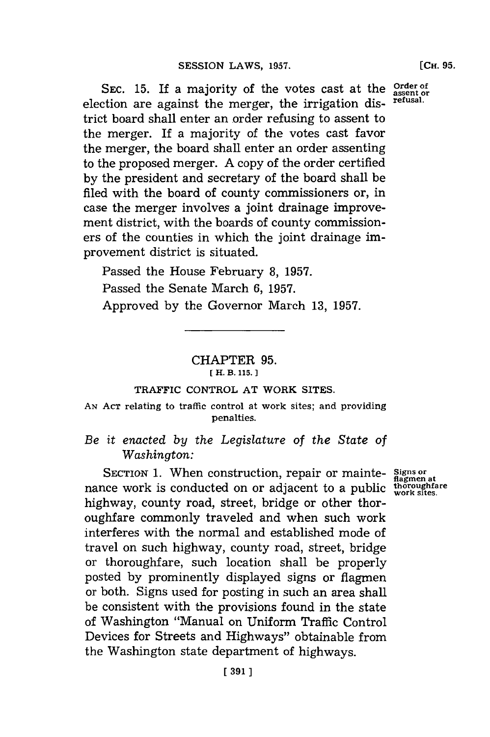SEC. 15. If a majority of the votes cast at the election are against the merger, the irrigation district board shall enter an order refusing to assent to the merger. If a majority of the votes cast favor the merger, the board shall enter an order assenting to the proposed merger. A copy of the order certified by the president and secretary of the board shall be filed with the board of county commissioners or, in case the merger involves a joint drainage improvement district, with the boards of county commissioners of the counties in which the joint drainage improvement district is situated.

Order of assent or refusal.

Passed the House February 8, 1957.

Passed the Senate March 6, 1957.

Approved by the Governor March 13, 1957.

---

## CHAPTER 95.

[ H. B. 115. ]

### TRAFFIC CONTROL AT WORK SITES.

AN ACT relating to traffic control at work sites; and providing penalties.

*Be it enacted by the Legislature of the State of Washington:*

SECTION 1. When construction, repair or maintenance work is conducted on or adjacent to a public highway, county road, street, bridge or other thoroughfare commonly traveled and when such work interferes with the normal and established mode of travel on such highway, county road, street, bridge or thoroughfare, such location shall be properly posted by prominently displayed signs or flagmen or both. Signs used for posting in such an area shall be consistent with the provisions found in the state of Washington "Manual on Uniform Traffic Control Devices for Streets and Highways" obtainable from the Washington state department of highways.

Signs or flagmen at thoroughfare work sites.